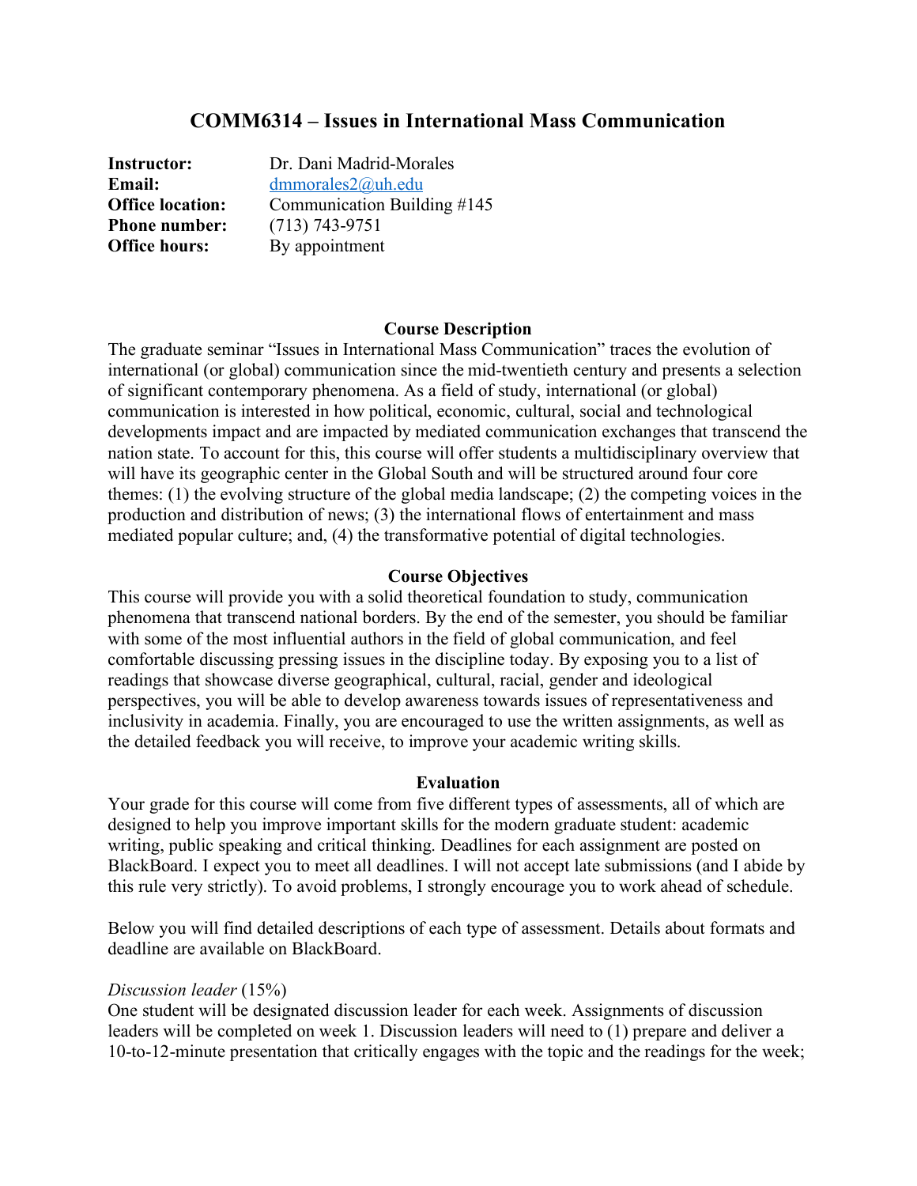# COMM6314 – Issues in International Mass Communication

**Instructor:** Dr. Dani Madrid-Morales
**Email:** dmmorales2@uh.edu
**Office location:** Communication Building #145
**Phone number:** (713) 743-9751
**Office hours:** By appointment

## Course Description

The graduate seminar "Issues in International Mass Communication" traces the evolution of international (or global) communication since the mid-twentieth century and presents a selection of significant contemporary phenomena. As a field of study, international (or global) communication is interested in how political, economic, cultural, social and technological developments impact and are impacted by mediated communication exchanges that transcend the nation state. To account for this, this course will offer students a multidisciplinary overview that will have its geographic center in the Global South and will be structured around four core themes: (1) the evolving structure of the global media landscape; (2) the competing voices in the production and distribution of news; (3) the international flows of entertainment and mass mediated popular culture; and, (4) the transformative potential of digital technologies.

## Course Objectives

This course will provide you with a solid theoretical foundation to study, communication phenomena that transcend national borders. By the end of the semester, you should be familiar with some of the most influential authors in the field of global communication, and feel comfortable discussing pressing issues in the discipline today. By exposing you to a list of readings that showcase diverse geographical, cultural, racial, gender and ideological perspectives, you will be able to develop awareness towards issues of representativeness and inclusivity in academia. Finally, you are encouraged to use the written assignments, as well as the detailed feedback you will receive, to improve your academic writing skills.

## Evaluation

Your grade for this course will come from five different types of assessments, all of which are designed to help you improve important skills for the modern graduate student: academic writing, public speaking and critical thinking. Deadlines for each assignment are posted on BlackBoard. I expect you to meet all deadlines. I will not accept late submissions (and I abide by this rule very strictly). To avoid problems, I strongly encourage you to work ahead of schedule.

Below you will find detailed descriptions of each type of assessment. Details about formats and deadline are available on BlackBoard.

*Discussion leader* (15%)
One student will be designated discussion leader for each week. Assignments of discussion leaders will be completed on week 1. Discussion leaders will need to (1) prepare and deliver a 10-to-12-minute presentation that critically engages with the topic and the readings for the week;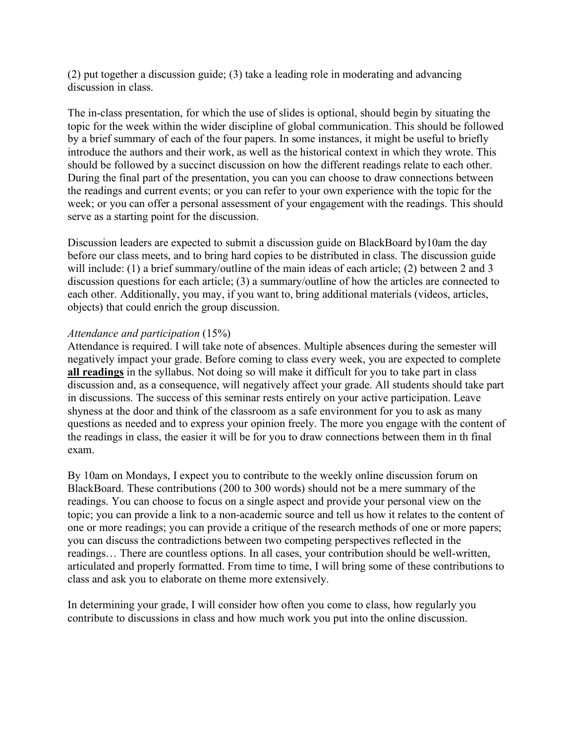(2) put together a discussion guide; (3) take a leading role in moderating and advancing discussion in class.

The in-class presentation, for which the use of slides is optional, should begin by situating the topic for the week within the wider discipline of global communication. This should be followed by a brief summary of each of the four papers. In some instances, it might be useful to briefly introduce the authors and their work, as well as the historical context in which they wrote. This should be followed by a succinct discussion on how the different readings relate to each other. During the final part of the presentation, you can you can choose to draw connections between the readings and current events; or you can refer to your own experience with the topic for the week; or you can offer a personal assessment of your engagement with the readings. This should serve as a starting point for the discussion.

Discussion leaders are expected to submit a discussion guide on BlackBoard by10am the day before our class meets, and to bring hard copies to be distributed in class. The discussion guide will include: (1) a brief summary/outline of the main ideas of each article; (2) between 2 and 3 discussion questions for each article; (3) a summary/outline of how the articles are connected to each other. Additionally, you may, if you want to, bring additional materials (videos, articles, objects) that could enrich the group discussion.

*Attendance and participation* (15%)
Attendance is required. I will take note of absences. Multiple absences during the semester will negatively impact your grade. Before coming to class every week, you are expected to complete **all readings** in the syllabus. Not doing so will make it difficult for you to take part in class discussion and, as a consequence, will negatively affect your grade. All students should take part in discussions. The success of this seminar rests entirely on your active participation. Leave shyness at the door and think of the classroom as a safe environment for you to ask as many questions as needed and to express your opinion freely. The more you engage with the content of the readings in class, the easier it will be for you to draw connections between them in th final exam.

By 10am on Mondays, I expect you to contribute to the weekly online discussion forum on BlackBoard. These contributions (200 to 300 words) should not be a mere summary of the readings. You can choose to focus on a single aspect and provide your personal view on the topic; you can provide a link to a non-academic source and tell us how it relates to the content of one or more readings; you can provide a critique of the research methods of one or more papers; you can discuss the contradictions between two competing perspectives reflected in the readings… There are countless options. In all cases, your contribution should be well-written, articulated and properly formatted. From time to time, I will bring some of these contributions to class and ask you to elaborate on theme more extensively.

In determining your grade, I will consider how often you come to class, how regularly you contribute to discussions in class and how much work you put into the online discussion.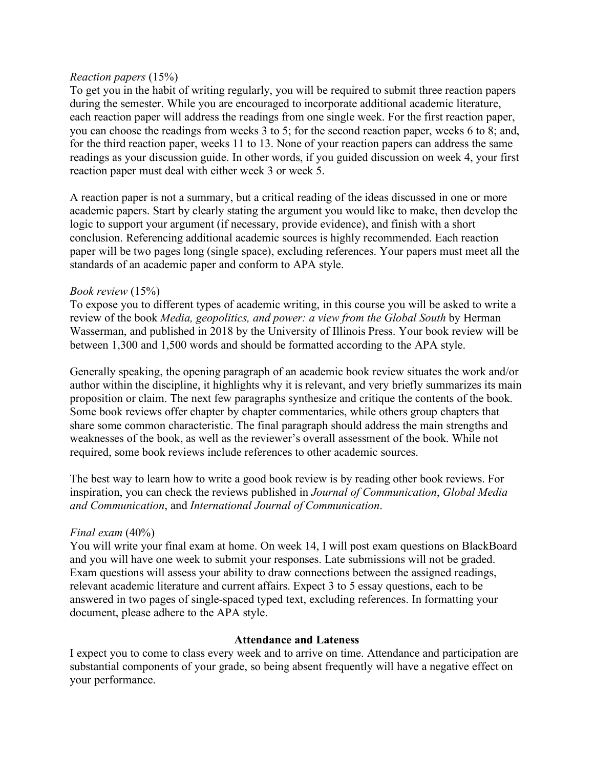*Reaction papers* (15%)
To get you in the habit of writing regularly, you will be required to submit three reaction papers during the semester. While you are encouraged to incorporate additional academic literature, each reaction paper will address the readings from one single week. For the first reaction paper, you can choose the readings from weeks 3 to 5; for the second reaction paper, weeks 6 to 8; and, for the third reaction paper, weeks 11 to 13. None of your reaction papers can address the same readings as your discussion guide. In other words, if you guided discussion on week 4, your first reaction paper must deal with either week 3 or week 5.

A reaction paper is not a summary, but a critical reading of the ideas discussed in one or more academic papers. Start by clearly stating the argument you would like to make, then develop the logic to support your argument (if necessary, provide evidence), and finish with a short conclusion. Referencing additional academic sources is highly recommended. Each reaction paper will be two pages long (single space), excluding references. Your papers must meet all the standards of an academic paper and conform to APA style.

*Book review* (15%)
To expose you to different types of academic writing, in this course you will be asked to write a review of the book *Media, geopolitics, and power: a view from the Global South* by Herman Wasserman, and published in 2018 by the University of Illinois Press. Your book review will be between 1,300 and 1,500 words and should be formatted according to the APA style.

Generally speaking, the opening paragraph of an academic book review situates the work and/or author within the discipline, it highlights why it is relevant, and very briefly summarizes its main proposition or claim. The next few paragraphs synthesize and critique the contents of the book. Some book reviews offer chapter by chapter commentaries, while others group chapters that share some common characteristic. The final paragraph should address the main strengths and weaknesses of the book, as well as the reviewer's overall assessment of the book. While not required, some book reviews include references to other academic sources.

The best way to learn how to write a good book review is by reading other book reviews. For inspiration, you can check the reviews published in *Journal of Communication*, *Global Media and Communication*, and *International Journal of Communication*.

*Final exam* (40%)
You will write your final exam at home. On week 14, I will post exam questions on BlackBoard and you will have one week to submit your responses. Late submissions will not be graded. Exam questions will assess your ability to draw connections between the assigned readings, relevant academic literature and current affairs. Expect 3 to 5 essay questions, each to be answered in two pages of single-spaced typed text, excluding references. In formatting your document, please adhere to the APA style.

## Attendance and Lateness

I expect you to come to class every week and to arrive on time. Attendance and participation are substantial components of your grade, so being absent frequently will have a negative effect on your performance.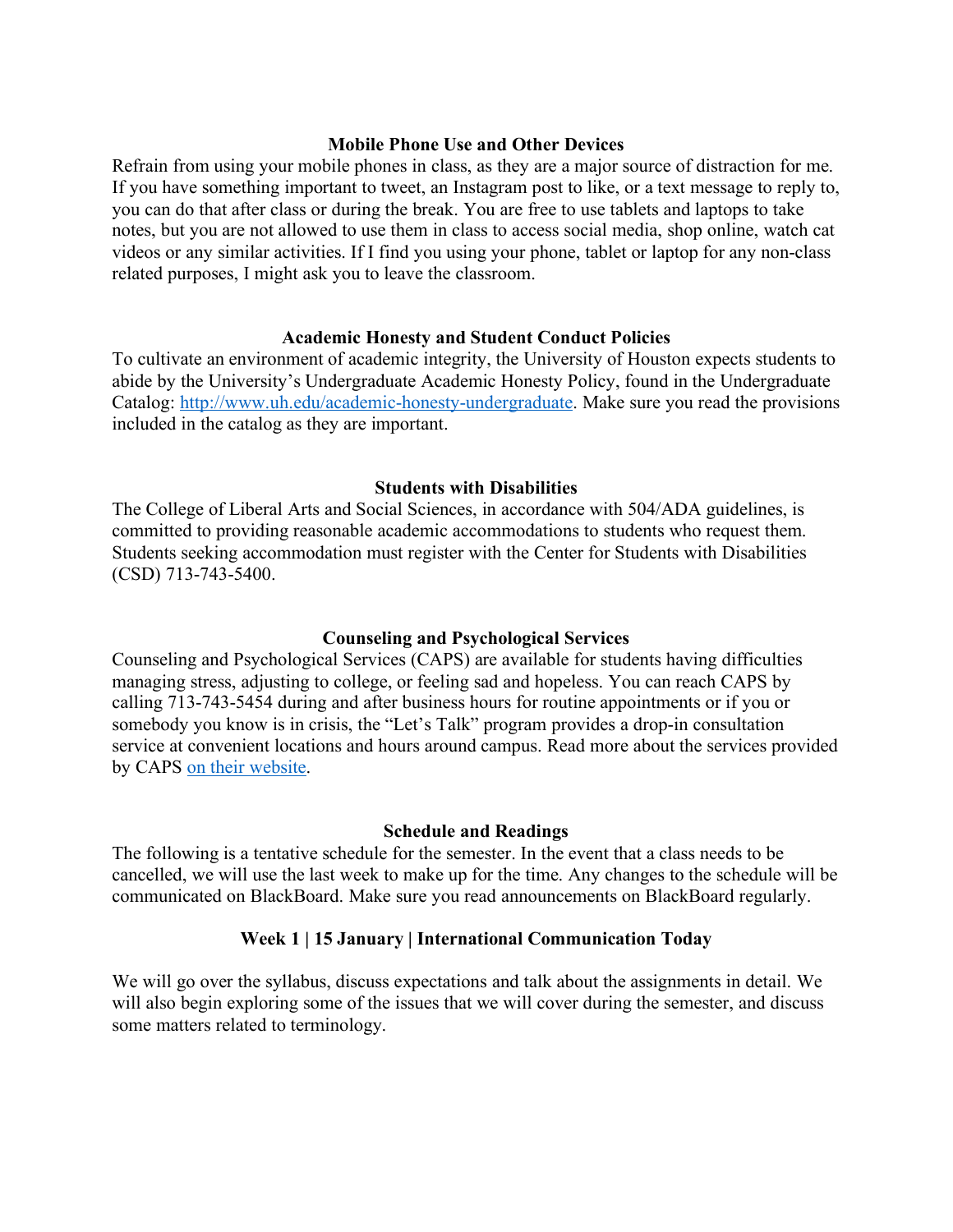### Mobile Phone Use and Other Devices

Refrain from using your mobile phones in class, as they are a major source of distraction for me. If you have something important to tweet, an Instagram post to like, or a text message to reply to, you can do that after class or during the break. You are free to use tablets and laptops to take notes, but you are not allowed to use them in class to access social media, shop online, watch cat videos or any similar activities. If I find you using your phone, tablet or laptop for any non-class related purposes, I might ask you to leave the classroom.

### Academic Honesty and Student Conduct Policies

To cultivate an environment of academic integrity, the University of Houston expects students to abide by the University's Undergraduate Academic Honesty Policy, found in the Undergraduate Catalog: [http://www.uh.edu/academic-honesty-undergraduate](http://www.uh.edu/academic-honesty-undergraduate). Make sure you read the provisions included in the catalog as they are important.

### Students with Disabilities

The College of Liberal Arts and Social Sciences, in accordance with 504/ADA guidelines, is committed to providing reasonable academic accommodations to students who request them. Students seeking accommodation must register with the Center for Students with Disabilities (CSD) 713-743-5400.

### Counseling and Psychological Services

Counseling and Psychological Services (CAPS) are available for students having difficulties managing stress, adjusting to college, or feeling sad and hopeless. You can reach CAPS by calling 713-743-5454 during and after business hours for routine appointments or if you or somebody you know is in crisis, the "Let's Talk" program provides a drop-in consultation service at convenient locations and hours around campus. Read more about the services provided by CAPS on their website.

### Schedule and Readings

The following is a tentative schedule for the semester. In the event that a class needs to be cancelled, we will use the last week to make up for the time. Any changes to the schedule will be communicated on BlackBoard. Make sure you read announcements on BlackBoard regularly.

#### Week 1 | 15 January | International Communication Today

We will go over the syllabus, discuss expectations and talk about the assignments in detail. We will also begin exploring some of the issues that we will cover during the semester, and discuss some matters related to terminology.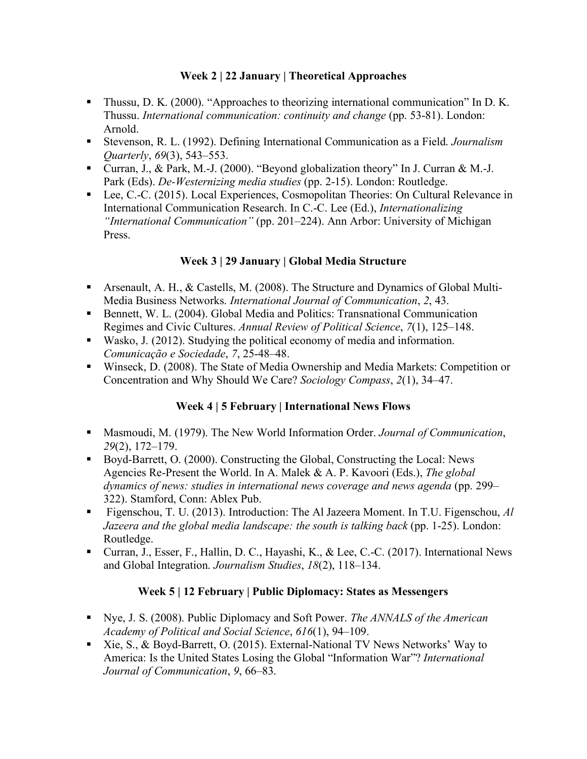### Week 2 | 22 January | Theoretical Approaches

- Thussu, D. K. (2000). "Approaches to theorizing international communication" In D. K. Thussu. *International communication: continuity and change* (pp. 53-81). London: Arnold.
- Stevenson, R. L. (1992). Defining International Communication as a Field. *Journalism Quarterly*, *69*(3), 543–553.
- Curran, J., & Park, M.-J. (2000). "Beyond globalization theory" In J. Curran & M.-J. Park (Eds). *De-Westernizing media studies* (pp. 2-15). London: Routledge.
- Lee, C.-C. (2015). Local Experiences, Cosmopolitan Theories: On Cultural Relevance in International Communication Research. In C.-C. Lee (Ed.), *Internationalizing "International Communication"* (pp. 201–224). Ann Arbor: University of Michigan Press.

### Week 3 | 29 January | Global Media Structure

- Arsenault, A. H., & Castells, M. (2008). The Structure and Dynamics of Global Multi-Media Business Networks. *International Journal of Communication*, *2*, 43.
- Bennett, W. L. (2004). Global Media and Politics: Transnational Communication Regimes and Civic Cultures. *Annual Review of Political Science*, *7*(1), 125–148.
- Wasko, J. (2012). Studying the political economy of media and information. *Comunicação e Sociedade*, *7*, 25-48–48.
- Winseck, D. (2008). The State of Media Ownership and Media Markets: Competition or Concentration and Why Should We Care? *Sociology Compass*, *2*(1), 34–47.

### Week 4 | 5 February | International News Flows

- Masmoudi, M. (1979). The New World Information Order. *Journal of Communication*, *29*(2), 172–179.
- Boyd-Barrett, O. (2000). Constructing the Global, Constructing the Local: News Agencies Re-Present the World. In A. Malek & A. P. Kavoori (Eds.), *The global dynamics of news: studies in international news coverage and news agenda* (pp. 299–322). Stamford, Conn: Ablex Pub.
- Figenschou, T. U. (2013). Introduction: The Al Jazeera Moment. In T.U. Figenschou, *Al Jazeera and the global media landscape: the south is talking back* (pp. 1-25). London: Routledge.
- Curran, J., Esser, F., Hallin, D. C., Hayashi, K., & Lee, C.-C. (2017). International News and Global Integration. *Journalism Studies*, *18*(2), 118–134.

### Week 5 | 12 February | Public Diplomacy: States as Messengers

- Nye, J. S. (2008). Public Diplomacy and Soft Power. *The ANNALS of the American Academy of Political and Social Science*, *616*(1), 94–109.
- Xie, S., & Boyd-Barrett, O. (2015). External-National TV News Networks' Way to America: Is the United States Losing the Global "Information War"? *International Journal of Communication*, *9*, 66–83.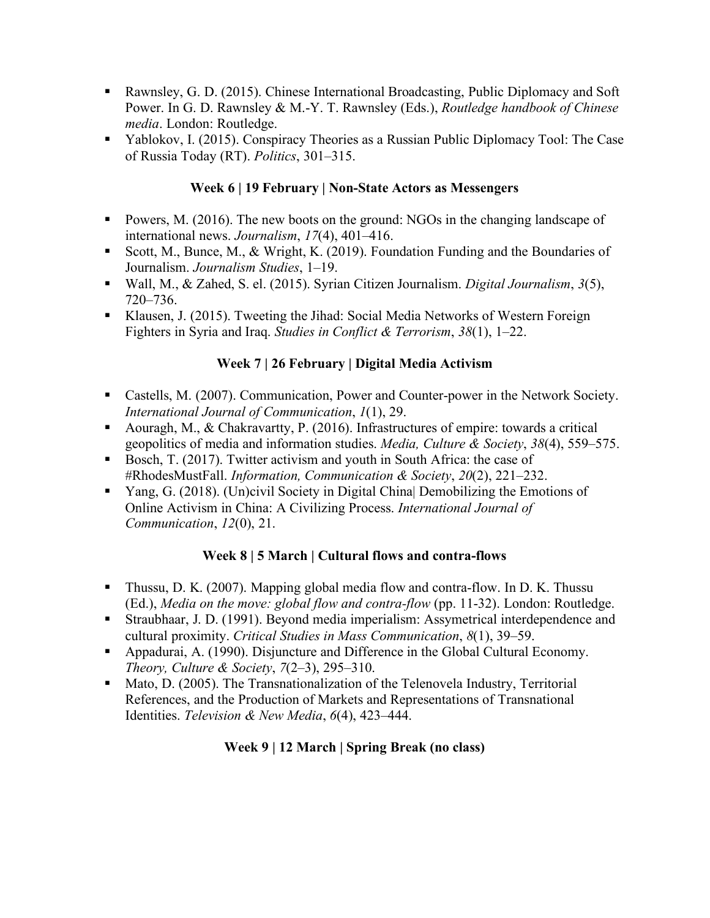- Rawnsley, G. D. (2015). Chinese International Broadcasting, Public Diplomacy and Soft Power. In G. D. Rawnsley & M.-Y. T. Rawnsley (Eds.), *Routledge handbook of Chinese media*. London: Routledge.
- Yablokov, I. (2015). Conspiracy Theories as a Russian Public Diplomacy Tool: The Case of Russia Today (RT). *Politics*, 301–315.

### Week 6 | 19 February | Non-State Actors as Messengers

- Powers, M. (2016). The new boots on the ground: NGOs in the changing landscape of international news. *Journalism*, *17*(4), 401–416.
- Scott, M., Bunce, M., & Wright, K. (2019). Foundation Funding and the Boundaries of Journalism. *Journalism Studies*, 1–19.
- Wall, M., & Zahed, S. el. (2015). Syrian Citizen Journalism. *Digital Journalism*, *3*(5), 720–736.
- Klausen, J. (2015). Tweeting the Jihad: Social Media Networks of Western Foreign Fighters in Syria and Iraq. *Studies in Conflict & Terrorism*, *38*(1), 1–22.

### Week 7 | 26 February | Digital Media Activism

- Castells, M. (2007). Communication, Power and Counter-power in the Network Society. *International Journal of Communication*, *1*(1), 29.
- Aouragh, M., & Chakravartty, P. (2016). Infrastructures of empire: towards a critical geopolitics of media and information studies. *Media, Culture & Society*, *38*(4), 559–575.
- Bosch, T. (2017). Twitter activism and youth in South Africa: the case of #RhodesMustFall. *Information, Communication & Society*, *20*(2), 221–232.
- Yang, G. (2018). (Un)civil Society in Digital China| Demobilizing the Emotions of Online Activism in China: A Civilizing Process. *International Journal of Communication*, *12*(0), 21.

### Week 8 | 5 March | Cultural flows and contra-flows

- Thussu, D. K. (2007). Mapping global media flow and contra-flow. In D. K. Thussu (Ed.), *Media on the move: global flow and contra-flow* (pp. 11-32). London: Routledge.
- Straubhaar, J. D. (1991). Beyond media imperialism: Assymetrical interdependence and cultural proximity. *Critical Studies in Mass Communication*, *8*(1), 39–59.
- Appadurai, A. (1990). Disjuncture and Difference in the Global Cultural Economy. *Theory, Culture & Society*, *7*(2–3), 295–310.
- Mato, D. (2005). The Transnationalization of the Telenovela Industry, Territorial References, and the Production of Markets and Representations of Transnational Identities. *Television & New Media*, *6*(4), 423–444.

### Week 9 | 12 March | Spring Break (no class)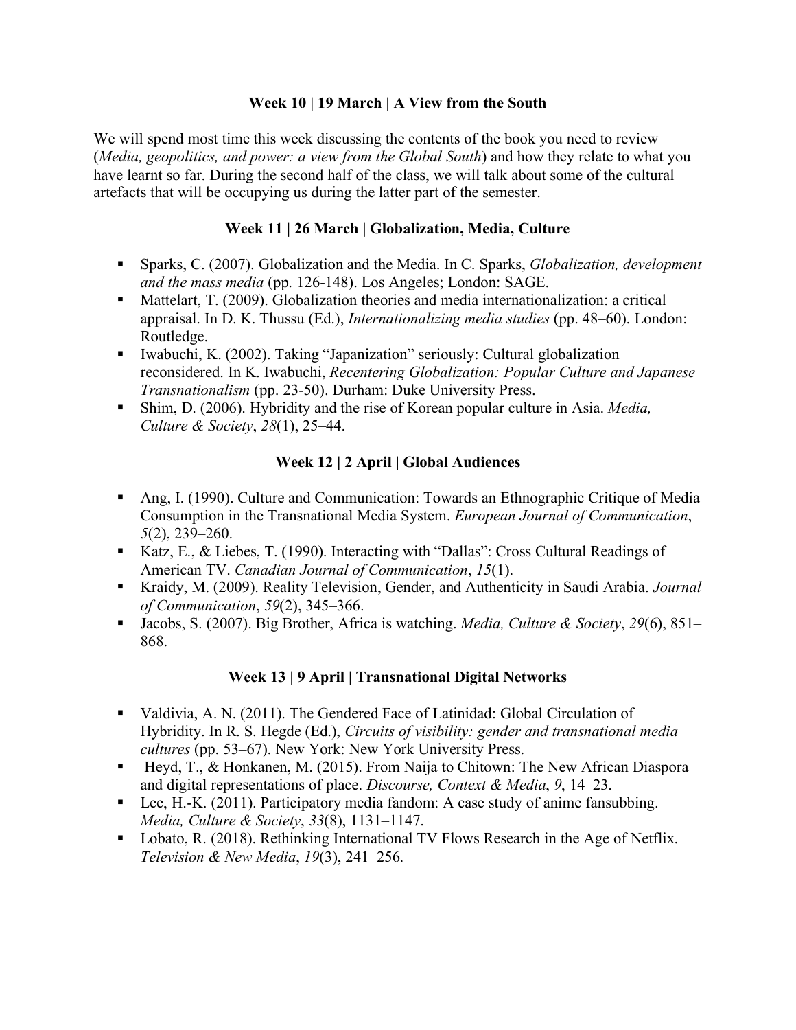### Week 10 | 19 March | A View from the South

We will spend most time this week discussing the contents of the book you need to review (*Media, geopolitics, and power: a view from the Global South*) and how they relate to what you have learnt so far. During the second half of the class, we will talk about some of the cultural artefacts that will be occupying us during the latter part of the semester.

### Week 11 | 26 March | Globalization, Media, Culture

- Sparks, C. (2007). Globalization and the Media. In C. Sparks, *Globalization, development and the mass media* (pp. 126-148). Los Angeles; London: SAGE.
- Mattelart, T. (2009). Globalization theories and media internationalization: a critical appraisal. In D. K. Thussu (Ed.), *Internationalizing media studies* (pp. 48–60). London: Routledge.
- Iwabuchi, K. (2002). Taking "Japanization" seriously: Cultural globalization reconsidered. In K. Iwabuchi, *Recentering Globalization: Popular Culture and Japanese Transnationalism* (pp. 23-50). Durham: Duke University Press.
- Shim, D. (2006). Hybridity and the rise of Korean popular culture in Asia. *Media, Culture & Society*, *28*(1), 25–44.

### Week 12 | 2 April | Global Audiences

- Ang, I. (1990). Culture and Communication: Towards an Ethnographic Critique of Media Consumption in the Transnational Media System. *European Journal of Communication*, *5*(2), 239–260.
- Katz, E., & Liebes, T. (1990). Interacting with "Dallas": Cross Cultural Readings of American TV. *Canadian Journal of Communication*, *15*(1).
- Kraidy, M. (2009). Reality Television, Gender, and Authenticity in Saudi Arabia. *Journal of Communication*, *59*(2), 345–366.
- Jacobs, S. (2007). Big Brother, Africa is watching. *Media, Culture & Society*, *29*(6), 851–868.

### Week 13 | 9 April | Transnational Digital Networks

- Valdivia, A. N. (2011). The Gendered Face of Latinidad: Global Circulation of Hybridity. In R. S. Hegde (Ed.), *Circuits of visibility: gender and transnational media cultures* (pp. 53–67). New York: New York University Press.
- Heyd, T., & Honkanen, M. (2015). From Naija to Chitown: The New African Diaspora and digital representations of place. *Discourse, Context & Media*, *9*, 14–23.
- Lee, H.-K. (2011). Participatory media fandom: A case study of anime fansubbing. *Media, Culture & Society*, *33*(8), 1131–1147.
- Lobato, R. (2018). Rethinking International TV Flows Research in the Age of Netflix. *Television & New Media*, *19*(3), 241–256.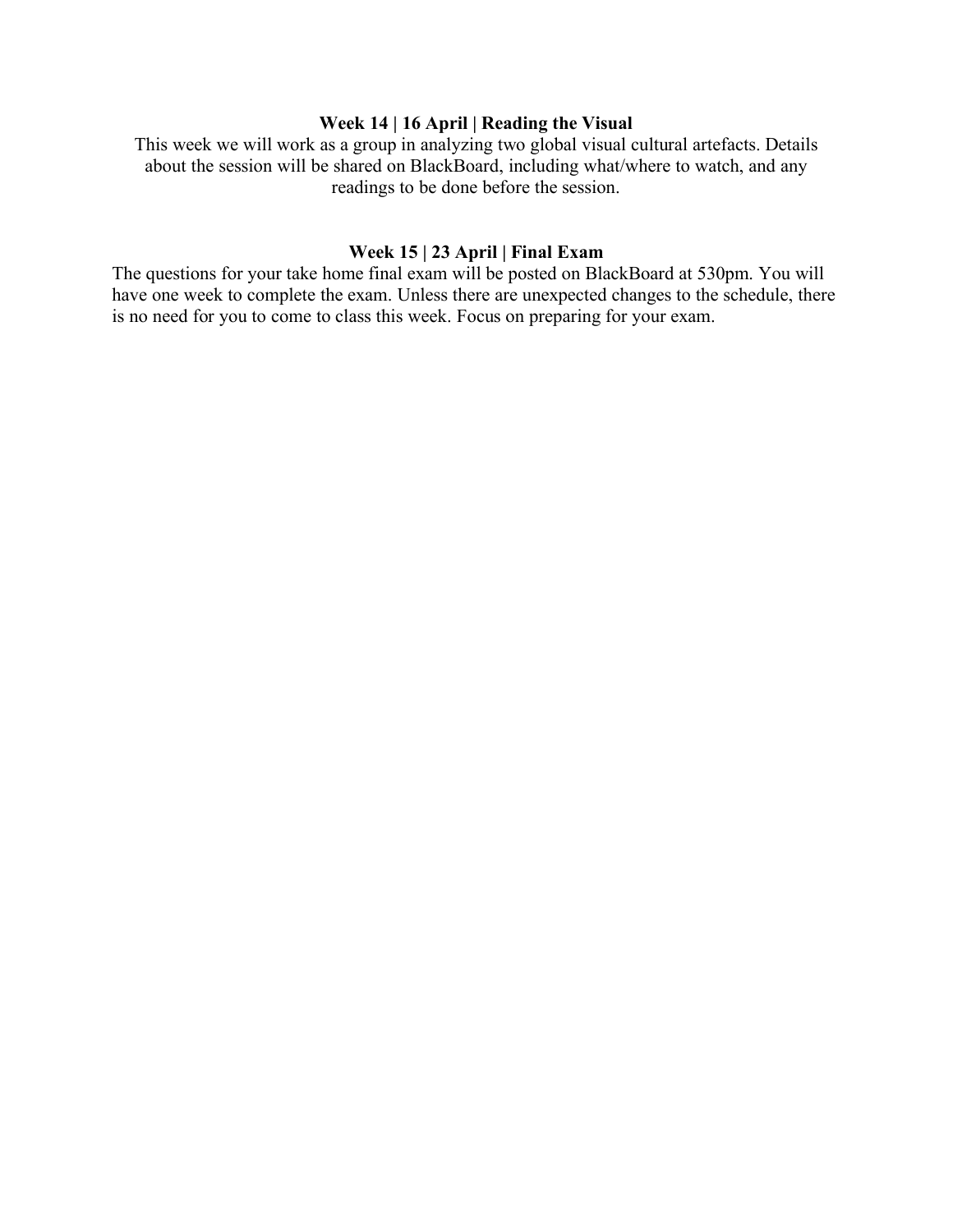**Week 14 | 16 April | Reading the Visual**

This week we will work as a group in analyzing two global visual cultural artefacts. Details about the session will be shared on BlackBoard, including what/where to watch, and any readings to be done before the session.

**Week 15 | 23 April | Final Exam**

The questions for your take home final exam will be posted on BlackBoard at 530pm. You will have one week to complete the exam. Unless there are unexpected changes to the schedule, there is no need for you to come to class this week. Focus on preparing for your exam.